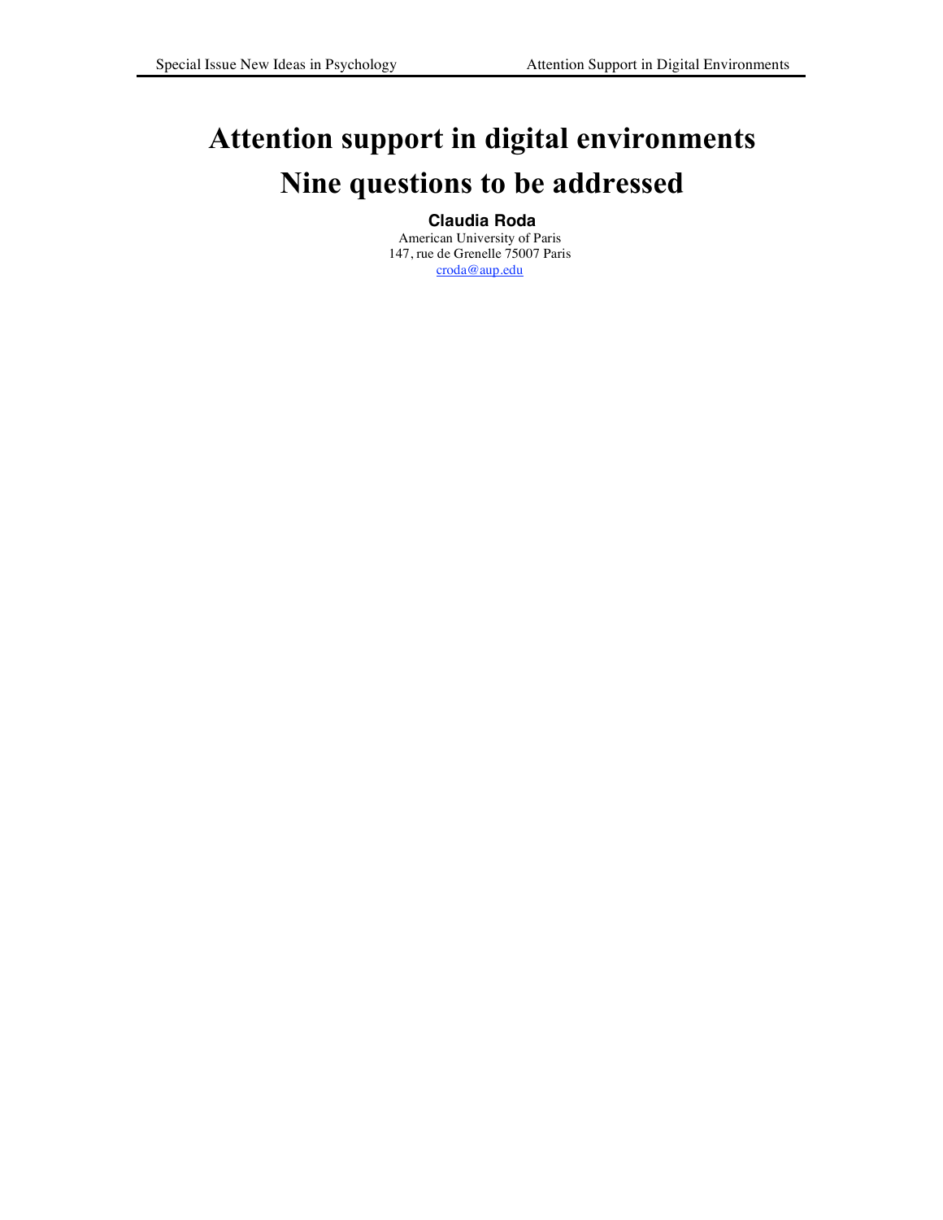# Attention support in digital environments
# Nine questions to be addressed

**Claudia Roda**

American University of Paris
147, rue de Grenelle 75007 Paris
croda@aup.edu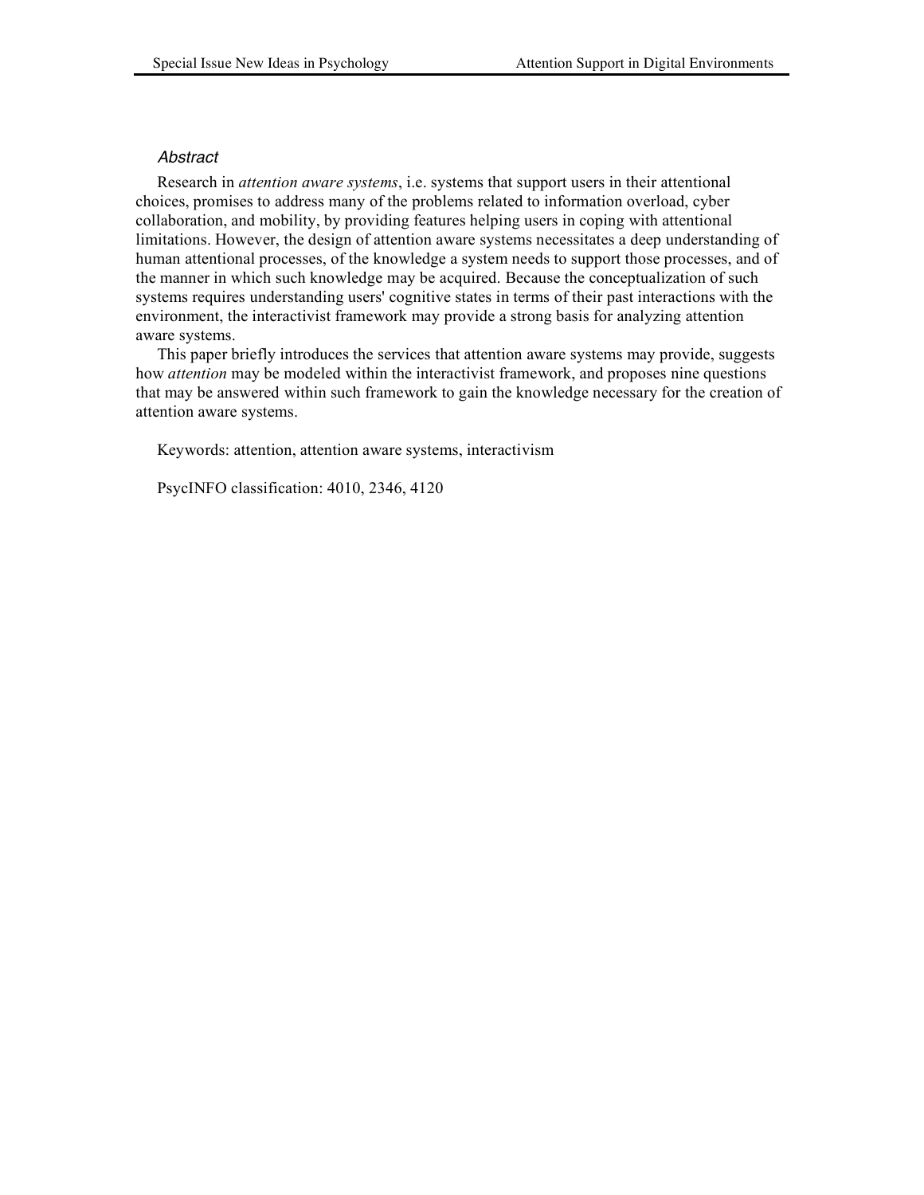### *Abstract*

Research in *attention aware systems*, i.e. systems that support users in their attentional choices, promises to address many of the problems related to information overload, cyber collaboration, and mobility, by providing features helping users in coping with attentional limitations. However, the design of attention aware systems necessitates a deep understanding of human attentional processes, of the knowledge a system needs to support those processes, and of the manner in which such knowledge may be acquired. Because the conceptualization of such systems requires understanding users' cognitive states in terms of their past interactions with the environment, the interactivist framework may provide a strong basis for analyzing attention aware systems.

This paper briefly introduces the services that attention aware systems may provide, suggests how *attention* may be modeled within the interactivist framework, and proposes nine questions that may be answered within such framework to gain the knowledge necessary for the creation of attention aware systems.

Keywords: attention, attention aware systems, interactivism

PsycINFO classification: 4010, 2346, 4120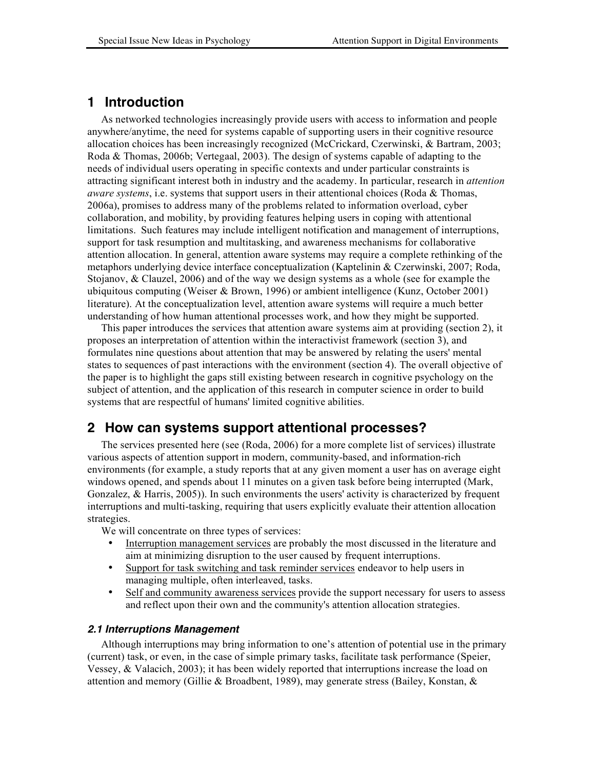# 1 Introduction

As networked technologies increasingly provide users with access to information and people anywhere/anytime, the need for systems capable of supporting users in their cognitive resource allocation choices has been increasingly recognized (McCrickard, Czerwinski, & Bartram, 2003; Roda & Thomas, 2006b; Vertegaal, 2003). The design of systems capable of adapting to the needs of individual users operating in specific contexts and under particular constraints is attracting significant interest both in industry and the academy. In particular, research in *attention aware systems*, i.e. systems that support users in their attentional choices (Roda & Thomas, 2006a), promises to address many of the problems related to information overload, cyber collaboration, and mobility, by providing features helping users in coping with attentional limitations. Such features may include intelligent notification and management of interruptions, support for task resumption and multitasking, and awareness mechanisms for collaborative attention allocation. In general, attention aware systems may require a complete rethinking of the metaphors underlying device interface conceptualization (Kaptelinin & Czerwinski, 2007; Roda, Stojanov, & Clauzel, 2006) and of the way we design systems as a whole (see for example the ubiquitous computing (Weiser & Brown, 1996) or ambient intelligence (Kunz, October 2001) literature). At the conceptualization level, attention aware systems will require a much better understanding of how human attentional processes work, and how they might be supported.

This paper introduces the services that attention aware systems aim at providing (section 2), it proposes an interpretation of attention within the interactivist framework (section 3), and formulates nine questions about attention that may be answered by relating the users' mental states to sequences of past interactions with the environment (section 4). The overall objective of the paper is to highlight the gaps still existing between research in cognitive psychology on the subject of attention, and the application of this research in computer science in order to build systems that are respectful of humans' limited cognitive abilities.

# 2 How can systems support attentional processes?

The services presented here (see (Roda, 2006) for a more complete list of services) illustrate various aspects of attention support in modern, community-based, and information-rich environments (for example, a study reports that at any given moment a user has on average eight windows opened, and spends about 11 minutes on a given task before being interrupted (Mark, Gonzalez, & Harris, 2005)). In such environments the users' activity is characterized by frequent interruptions and multi-tasking, requiring that users explicitly evaluate their attention allocation strategies.

We will concentrate on three types of services:

- Interruption management services are probably the most discussed in the literature and aim at minimizing disruption to the user caused by frequent interruptions.
- Support for task switching and task reminder services endeavor to help users in managing multiple, often interleaved, tasks.
- Self and community awareness services provide the support necessary for users to assess and reflect upon their own and the community's attention allocation strategies.

### *2.1 Interruptions Management*

Although interruptions may bring information to one's attention of potential use in the primary (current) task, or even, in the case of simple primary tasks, facilitate task performance (Speier, Vessey, & Valacich, 2003); it has been widely reported that interruptions increase the load on attention and memory (Gillie & Broadbent, 1989), may generate stress (Bailey, Konstan, &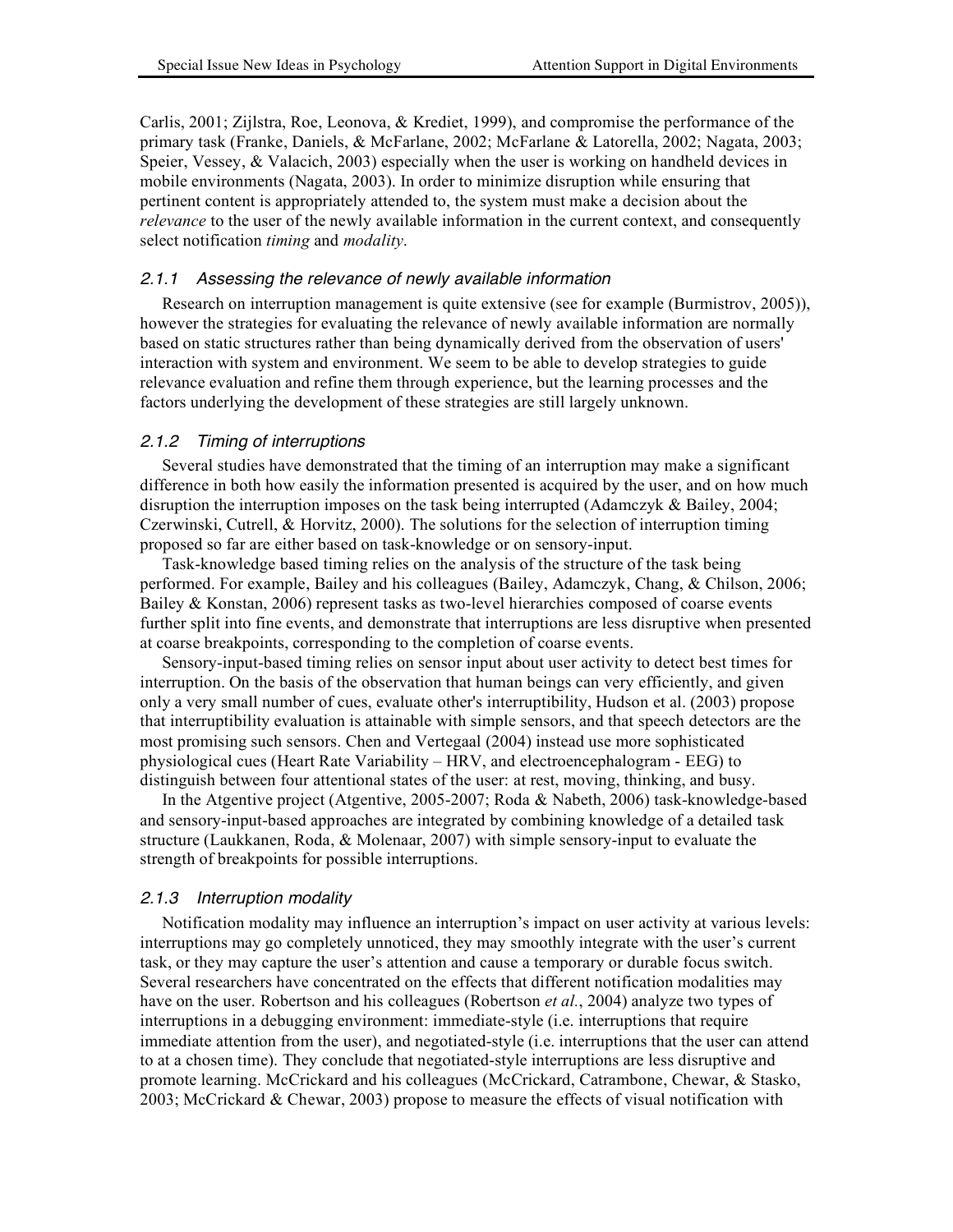Carlis, 2001; Zijlstra, Roe, Leonova, & Krediet, 1999), and compromise the performance of the primary task (Franke, Daniels, & McFarlane, 2002; McFarlane & Latorella, 2002; Nagata, 2003; Speier, Vessey, & Valacich, 2003) especially when the user is working on handheld devices in mobile environments (Nagata, 2003). In order to minimize disruption while ensuring that pertinent content is appropriately attended to, the system must make a decision about the *relevance* to the user of the newly available information in the current context, and consequently select notification *timing* and *modality*.

### *2.1.1 Assessing the relevance of newly available information*

Research on interruption management is quite extensive (see for example (Burmistrov, 2005)), however the strategies for evaluating the relevance of newly available information are normally based on static structures rather than being dynamically derived from the observation of users' interaction with system and environment. We seem to be able to develop strategies to guide relevance evaluation and refine them through experience, but the learning processes and the factors underlying the development of these strategies are still largely unknown.

### *2.1.2 Timing of interruptions*

Several studies have demonstrated that the timing of an interruption may make a significant difference in both how easily the information presented is acquired by the user, and on how much disruption the interruption imposes on the task being interrupted (Adamczyk & Bailey, 2004; Czerwinski, Cutrell, & Horvitz, 2000). The solutions for the selection of interruption timing proposed so far are either based on task-knowledge or on sensory-input.

Task-knowledge based timing relies on the analysis of the structure of the task being performed. For example, Bailey and his colleagues (Bailey, Adamczyk, Chang, & Chilson, 2006; Bailey & Konstan, 2006) represent tasks as two-level hierarchies composed of coarse events further split into fine events, and demonstrate that interruptions are less disruptive when presented at coarse breakpoints, corresponding to the completion of coarse events.

Sensory-input-based timing relies on sensor input about user activity to detect best times for interruption. On the basis of the observation that human beings can very efficiently, and given only a very small number of cues, evaluate other's interruptibility, Hudson et al. (2003) propose that interruptibility evaluation is attainable with simple sensors, and that speech detectors are the most promising such sensors. Chen and Vertegaal (2004) instead use more sophisticated physiological cues (Heart Rate Variability – HRV, and electroencephalogram - EEG) to distinguish between four attentional states of the user: at rest, moving, thinking, and busy.

In the Atgentive project (Atgentive, 2005-2007; Roda & Nabeth, 2006) task-knowledge-based and sensory-input-based approaches are integrated by combining knowledge of a detailed task structure (Laukkanen, Roda, & Molenaar, 2007) with simple sensory-input to evaluate the strength of breakpoints for possible interruptions.

### *2.1.3 Interruption modality*

Notification modality may influence an interruption's impact on user activity at various levels: interruptions may go completely unnoticed, they may smoothly integrate with the user's current task, or they may capture the user's attention and cause a temporary or durable focus switch. Several researchers have concentrated on the effects that different notification modalities may have on the user. Robertson and his colleagues (Robertson *et al.*, 2004) analyze two types of interruptions in a debugging environment: immediate-style (i.e. interruptions that require immediate attention from the user), and negotiated-style (i.e. interruptions that the user can attend to at a chosen time). They conclude that negotiated-style interruptions are less disruptive and promote learning. McCrickard and his colleagues (McCrickard, Catrambone, Chewar, & Stasko, 2003; McCrickard & Chewar, 2003) propose to measure the effects of visual notification with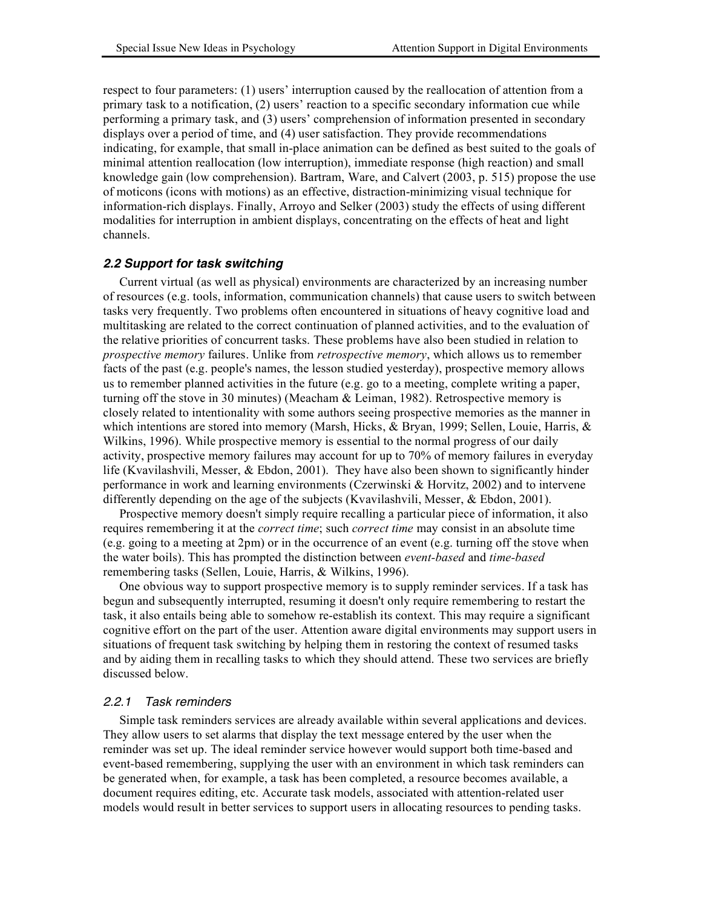respect to four parameters: (1) users' interruption caused by the reallocation of attention from a primary task to a notification, (2) users' reaction to a specific secondary information cue while performing a primary task, and (3) users' comprehension of information presented in secondary displays over a period of time, and (4) user satisfaction. They provide recommendations indicating, for example, that small in-place animation can be defined as best suited to the goals of minimal attention reallocation (low interruption), immediate response (high reaction) and small knowledge gain (low comprehension). Bartram, Ware, and Calvert (2003, p. 515) propose the use of moticons (icons with motions) as an effective, distraction-minimizing visual technique for information-rich displays. Finally, Arroyo and Selker (2003) study the effects of using different modalities for interruption in ambient displays, concentrating on the effects of heat and light channels.

### *2.2 Support for task switching*

Current virtual (as well as physical) environments are characterized by an increasing number of resources (e.g. tools, information, communication channels) that cause users to switch between tasks very frequently. Two problems often encountered in situations of heavy cognitive load and multitasking are related to the correct continuation of planned activities, and to the evaluation of the relative priorities of concurrent tasks. These problems have also been studied in relation to *prospective memory* failures. Unlike from *retrospective memory*, which allows us to remember facts of the past (e.g. people's names, the lesson studied yesterday), prospective memory allows us to remember planned activities in the future (e.g. go to a meeting, complete writing a paper, turning off the stove in 30 minutes) (Meacham & Leiman, 1982). Retrospective memory is closely related to intentionality with some authors seeing prospective memories as the manner in which intentions are stored into memory (Marsh, Hicks, & Bryan, 1999; Sellen, Louie, Harris, & Wilkins, 1996). While prospective memory is essential to the normal progress of our daily activity, prospective memory failures may account for up to 70% of memory failures in everyday life (Kvavilashvili, Messer, & Ebdon, 2001). They have also been shown to significantly hinder performance in work and learning environments (Czerwinski & Horvitz, 2002) and to intervene differently depending on the age of the subjects (Kvavilashvili, Messer, & Ebdon, 2001).

Prospective memory doesn't simply require recalling a particular piece of information, it also requires remembering it at the *correct time*; such *correct time* may consist in an absolute time (e.g. going to a meeting at 2pm) or in the occurrence of an event (e.g. turning off the stove when the water boils). This has prompted the distinction between *event-based* and *time-based* remembering tasks (Sellen, Louie, Harris, & Wilkins, 1996).

One obvious way to support prospective memory is to supply reminder services. If a task has begun and subsequently interrupted, resuming it doesn't only require remembering to restart the task, it also entails being able to somehow re-establish its context. This may require a significant cognitive effort on the part of the user. Attention aware digital environments may support users in situations of frequent task switching by helping them in restoring the context of resumed tasks and by aiding them in recalling tasks to which they should attend. These two services are briefly discussed below.

#### *2.2.1 Task reminders*

Simple task reminders services are already available within several applications and devices. They allow users to set alarms that display the text message entered by the user when the reminder was set up. The ideal reminder service however would support both time-based and event-based remembering, supplying the user with an environment in which task reminders can be generated when, for example, a task has been completed, a resource becomes available, a document requires editing, etc. Accurate task models, associated with attention-related user models would result in better services to support users in allocating resources to pending tasks.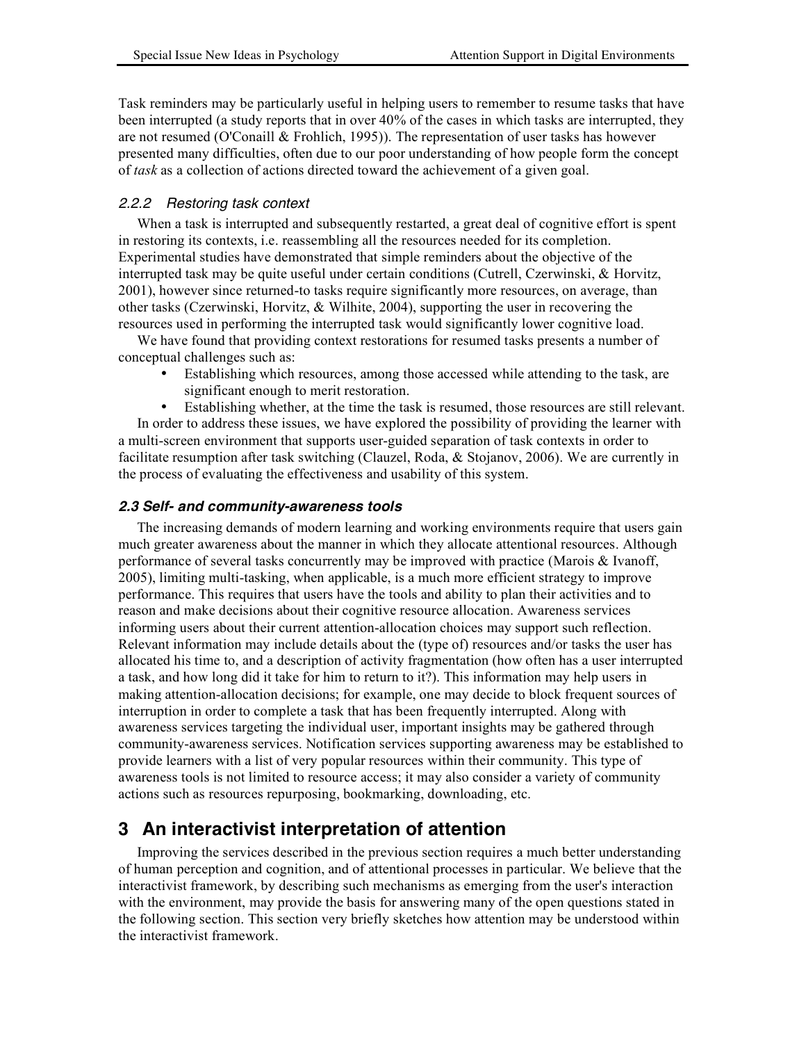Task reminders may be particularly useful in helping users to remember to resume tasks that have been interrupted (a study reports that in over 40% of the cases in which tasks are interrupted, they are not resumed (O'Conaill & Frohlich, 1995)). The representation of user tasks has however presented many difficulties, often due to our poor understanding of how people form the concept of *task* as a collection of actions directed toward the achievement of a given goal.

#### *2.2.2 Restoring task context*

When a task is interrupted and subsequently restarted, a great deal of cognitive effort is spent in restoring its contexts, i.e. reassembling all the resources needed for its completion. Experimental studies have demonstrated that simple reminders about the objective of the interrupted task may be quite useful under certain conditions (Cutrell, Czerwinski, & Horvitz, 2001), however since returned-to tasks require significantly more resources, on average, than other tasks (Czerwinski, Horvitz, & Wilhite, 2004), supporting the user in recovering the resources used in performing the interrupted task would significantly lower cognitive load.

We have found that providing context restorations for resumed tasks presents a number of conceptual challenges such as:

- Establishing which resources, among those accessed while attending to the task, are significant enough to merit restoration.
- Establishing whether, at the time the task is resumed, those resources are still relevant.

In order to address these issues, we have explored the possibility of providing the learner with a multi-screen environment that supports user-guided separation of task contexts in order to facilitate resumption after task switching (Clauzel, Roda, & Stojanov, 2006). We are currently in the process of evaluating the effectiveness and usability of this system.

### *2.3 Self- and community-awareness tools*

The increasing demands of modern learning and working environments require that users gain much greater awareness about the manner in which they allocate attentional resources. Although performance of several tasks concurrently may be improved with practice (Marois & Ivanoff, 2005), limiting multi-tasking, when applicable, is a much more efficient strategy to improve performance. This requires that users have the tools and ability to plan their activities and to reason and make decisions about their cognitive resource allocation. Awareness services informing users about their current attention-allocation choices may support such reflection. Relevant information may include details about the (type of) resources and/or tasks the user has allocated his time to, and a description of activity fragmentation (how often has a user interrupted a task, and how long did it take for him to return to it?). This information may help users in making attention-allocation decisions; for example, one may decide to block frequent sources of interruption in order to complete a task that has been frequently interrupted. Along with awareness services targeting the individual user, important insights may be gathered through community-awareness services. Notification services supporting awareness may be established to provide learners with a list of very popular resources within their community. This type of awareness tools is not limited to resource access; it may also consider a variety of community actions such as resources repurposing, bookmarking, downloading, etc.

## 3 An interactivist interpretation of attention

Improving the services described in the previous section requires a much better understanding of human perception and cognition, and of attentional processes in particular. We believe that the interactivist framework, by describing such mechanisms as emerging from the user's interaction with the environment, may provide the basis for answering many of the open questions stated in the following section. This section very briefly sketches how attention may be understood within the interactivist framework.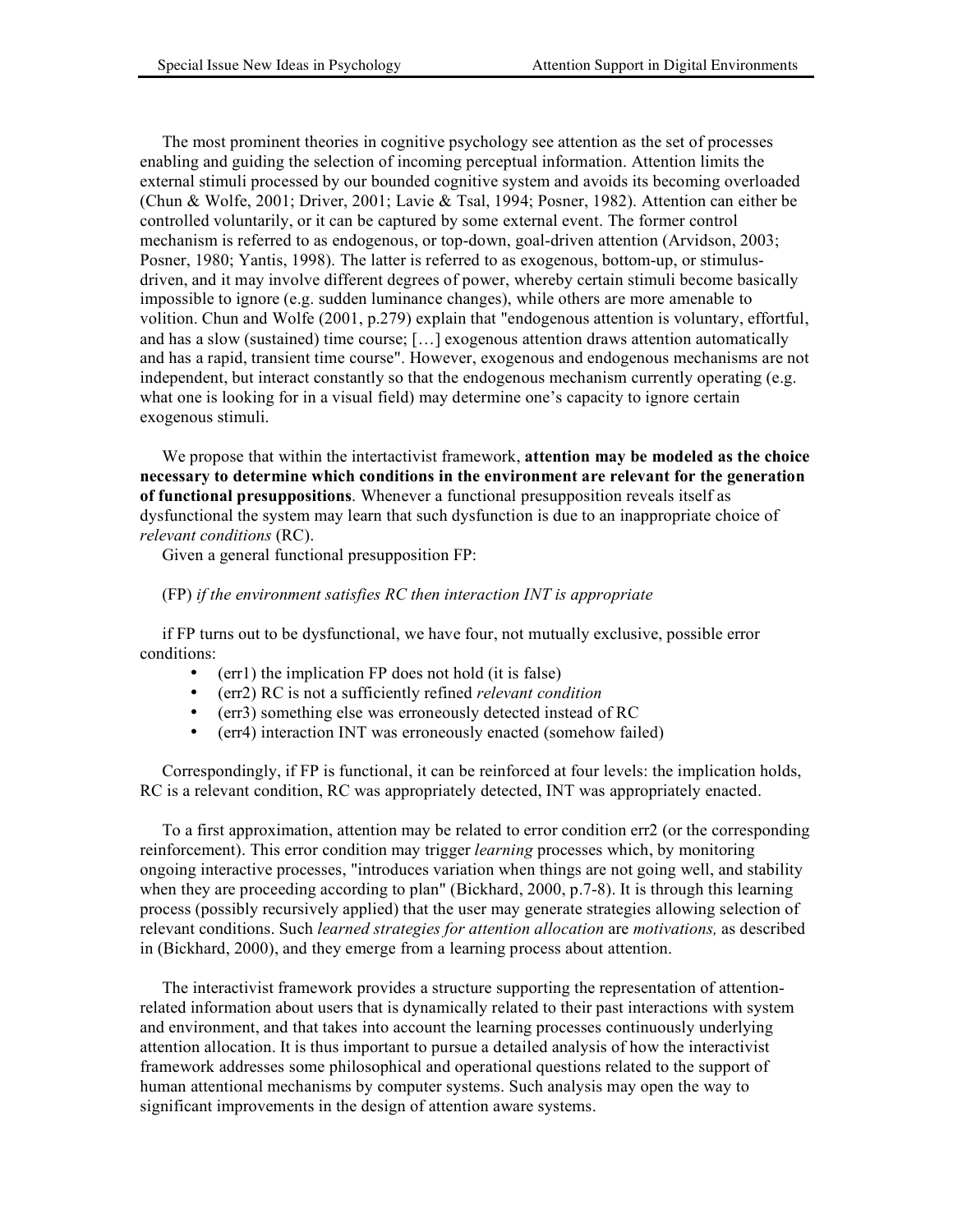The most prominent theories in cognitive psychology see attention as the set of processes enabling and guiding the selection of incoming perceptual information. Attention limits the external stimuli processed by our bounded cognitive system and avoids its becoming overloaded (Chun & Wolfe, 2001; Driver, 2001; Lavie & Tsal, 1994; Posner, 1982). Attention can either be controlled voluntarily, or it can be captured by some external event. The former control mechanism is referred to as endogenous, or top-down, goal-driven attention (Arvidson, 2003; Posner, 1980; Yantis, 1998). The latter is referred to as exogenous, bottom-up, or stimulus-driven, and it may involve different degrees of power, whereby certain stimuli become basically impossible to ignore (e.g. sudden luminance changes), while others are more amenable to volition. Chun and Wolfe (2001, p.279) explain that "endogenous attention is voluntary, effortful, and has a slow (sustained) time course; […] exogenous attention draws attention automatically and has a rapid, transient time course". However, exogenous and endogenous mechanisms are not independent, but interact constantly so that the endogenous mechanism currently operating (e.g. what one is looking for in a visual field) may determine one's capacity to ignore certain exogenous stimuli.

We propose that within the intertactivist framework, **attention may be modeled as the choice necessary to determine which conditions in the environment are relevant for the generation of functional presuppositions**. Whenever a functional presupposition reveals itself as dysfunctional the system may learn that such dysfunction is due to an inappropriate choice of *relevant conditions* (RC).

Given a general functional presupposition FP:

(FP) *if the environment satisfies RC then interaction INT is appropriate*

if FP turns out to be dysfunctional, we have four, not mutually exclusive, possible error conditions:

- (err1) the implication FP does not hold (it is false)
- (err2) RC is not a sufficiently refined *relevant condition*
- (err3) something else was erroneously detected instead of RC
- (err4) interaction INT was erroneously enacted (somehow failed)

Correspondingly, if FP is functional, it can be reinforced at four levels: the implication holds, RC is a relevant condition, RC was appropriately detected, INT was appropriately enacted.

To a first approximation, attention may be related to error condition err2 (or the corresponding reinforcement). This error condition may trigger *learning* processes which, by monitoring ongoing interactive processes, "introduces variation when things are not going well, and stability when they are proceeding according to plan" (Bickhard, 2000, p.7-8). It is through this learning process (possibly recursively applied) that the user may generate strategies allowing selection of relevant conditions. Such *learned strategies for attention allocation* are *motivations,* as described in (Bickhard, 2000), and they emerge from a learning process about attention.

The interactivist framework provides a structure supporting the representation of attention-related information about users that is dynamically related to their past interactions with system and environment, and that takes into account the learning processes continuously underlying attention allocation. It is thus important to pursue a detailed analysis of how the interactivist framework addresses some philosophical and operational questions related to the support of human attentional mechanisms by computer systems. Such analysis may open the way to significant improvements in the design of attention aware systems.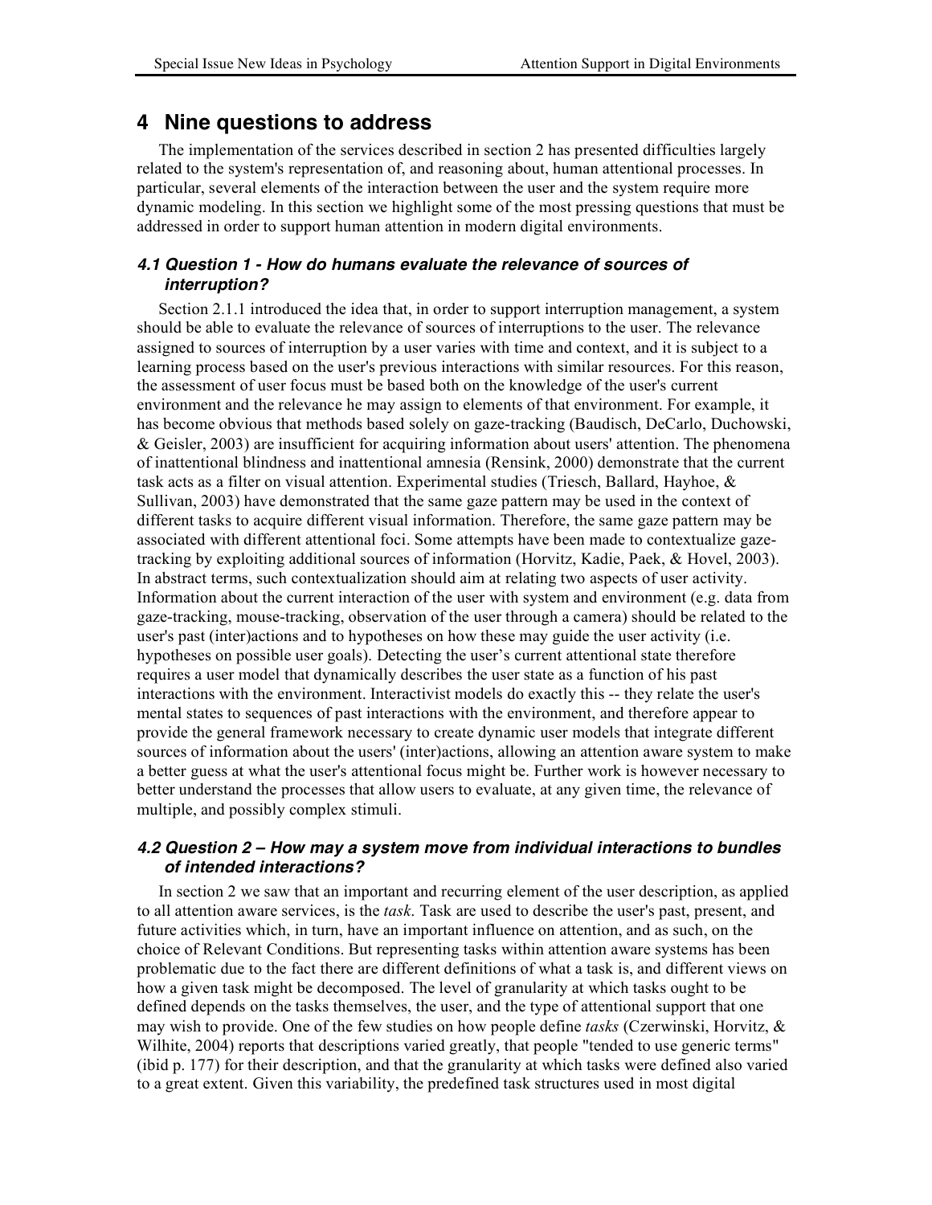## 4 Nine questions to address

The implementation of the services described in section 2 has presented difficulties largely related to the system's representation of, and reasoning about, human attentional processes. In particular, several elements of the interaction between the user and the system require more dynamic modeling. In this section we highlight some of the most pressing questions that must be addressed in order to support human attention in modern digital environments.

### *4.1 Question 1 - How do humans evaluate the relevance of sources of interruption?*

Section 2.1.1 introduced the idea that, in order to support interruption management, a system should be able to evaluate the relevance of sources of interruptions to the user. The relevance assigned to sources of interruption by a user varies with time and context, and it is subject to a learning process based on the user's previous interactions with similar resources. For this reason, the assessment of user focus must be based both on the knowledge of the user's current environment and the relevance he may assign to elements of that environment. For example, it has become obvious that methods based solely on gaze-tracking (Baudisch, DeCarlo, Duchowski, & Geisler, 2003) are insufficient for acquiring information about users' attention. The phenomena of inattentional blindness and inattentional amnesia (Rensink, 2000) demonstrate that the current task acts as a filter on visual attention. Experimental studies (Triesch, Ballard, Hayhoe, & Sullivan, 2003) have demonstrated that the same gaze pattern may be used in the context of different tasks to acquire different visual information. Therefore, the same gaze pattern may be associated with different attentional foci. Some attempts have been made to contextualize gaze-tracking by exploiting additional sources of information (Horvitz, Kadie, Paek, & Hovel, 2003). In abstract terms, such contextualization should aim at relating two aspects of user activity. Information about the current interaction of the user with system and environment (e.g. data from gaze-tracking, mouse-tracking, observation of the user through a camera) should be related to the user's past (inter)actions and to hypotheses on how these may guide the user activity (i.e. hypotheses on possible user goals). Detecting the user's current attentional state therefore requires a user model that dynamically describes the user state as a function of his past interactions with the environment. Interactivist models do exactly this -- they relate the user's mental states to sequences of past interactions with the environment, and therefore appear to provide the general framework necessary to create dynamic user models that integrate different sources of information about the users' (inter)actions, allowing an attention aware system to make a better guess at what the user's attentional focus might be. Further work is however necessary to better understand the processes that allow users to evaluate, at any given time, the relevance of multiple, and possibly complex stimuli.

### *4.2 Question 2 – How may a system move from individual interactions to bundles of intended interactions?*

In section 2 we saw that an important and recurring element of the user description, as applied to all attention aware services, is the *task*. Task are used to describe the user's past, present, and future activities which, in turn, have an important influence on attention, and as such, on the choice of Relevant Conditions. But representing tasks within attention aware systems has been problematic due to the fact there are different definitions of what a task is, and different views on how a given task might be decomposed. The level of granularity at which tasks ought to be defined depends on the tasks themselves, the user, and the type of attentional support that one may wish to provide. One of the few studies on how people define *tasks* (Czerwinski, Horvitz, & Wilhite, 2004) reports that descriptions varied greatly, that people "tended to use generic terms" (ibid p. 177) for their description, and that the granularity at which tasks were defined also varied to a great extent. Given this variability, the predefined task structures used in most digital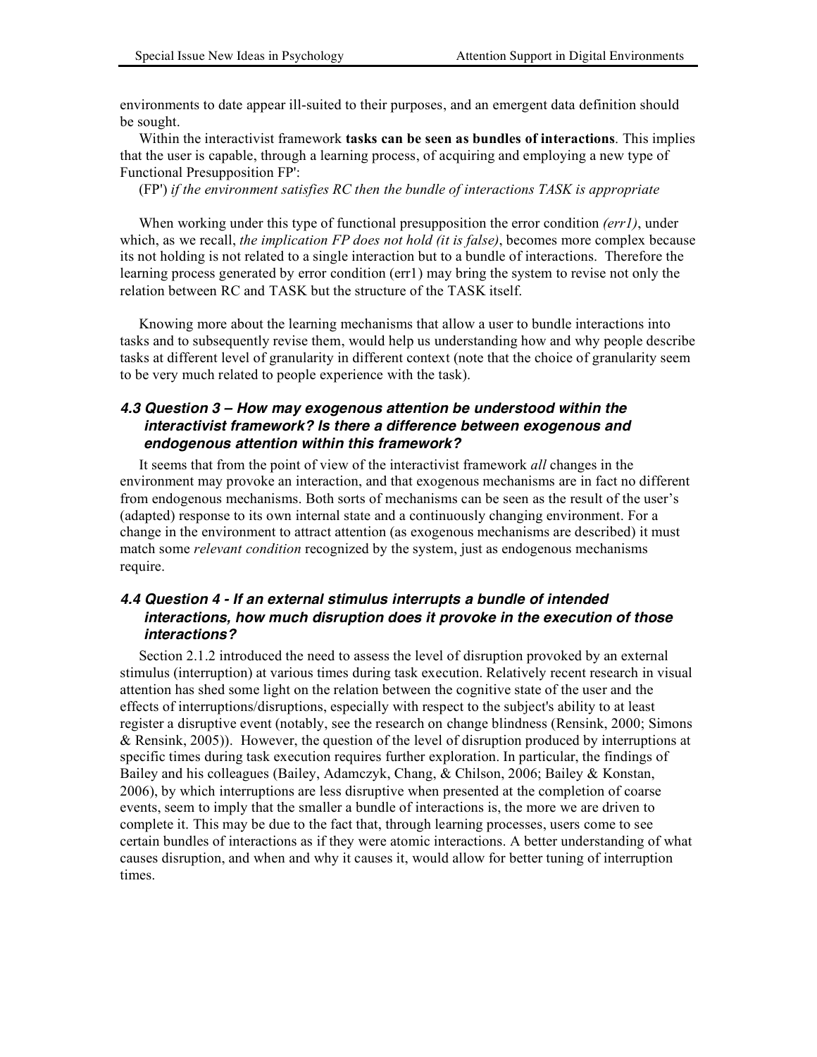environments to date appear ill-suited to their purposes, and an emergent data definition should be sought.

Within the interactivist framework **tasks can be seen as bundles of interactions**. This implies that the user is capable, through a learning process, of acquiring and employing a new type of Functional Presupposition FP':

(FP') *if the environment satisfies RC then the bundle of interactions TASK is appropriate*

When working under this type of functional presupposition the error condition *(err1)*, under which, as we recall, *the implication FP does not hold (it is false)*, becomes more complex because its not holding is not related to a single interaction but to a bundle of interactions. Therefore the learning process generated by error condition (err1) may bring the system to revise not only the relation between RC and TASK but the structure of the TASK itself.

Knowing more about the learning mechanisms that allow a user to bundle interactions into tasks and to subsequently revise them, would help us understanding how and why people describe tasks at different level of granularity in different context (note that the choice of granularity seem to be very much related to people experience with the task).

### 4.3 Question 3 – How may exogenous attention be understood within the interactivist framework? Is there a difference between exogenous and endogenous attention within this framework?

It seems that from the point of view of the interactivist framework *all* changes in the environment may provoke an interaction, and that exogenous mechanisms are in fact no different from endogenous mechanisms. Both sorts of mechanisms can be seen as the result of the user's (adapted) response to its own internal state and a continuously changing environment. For a change in the environment to attract attention (as exogenous mechanisms are described) it must match some *relevant condition* recognized by the system, just as endogenous mechanisms require.

### 4.4 Question 4 - If an external stimulus interrupts a bundle of intended interactions, how much disruption does it provoke in the execution of those interactions?

Section 2.1.2 introduced the need to assess the level of disruption provoked by an external stimulus (interruption) at various times during task execution. Relatively recent research in visual attention has shed some light on the relation between the cognitive state of the user and the effects of interruptions/disruptions, especially with respect to the subject's ability to at least register a disruptive event (notably, see the research on change blindness (Rensink, 2000; Simons & Rensink, 2005)). However, the question of the level of disruption produced by interruptions at specific times during task execution requires further exploration. In particular, the findings of Bailey and his colleagues (Bailey, Adamczyk, Chang, & Chilson, 2006; Bailey & Konstan, 2006), by which interruptions are less disruptive when presented at the completion of coarse events, seem to imply that the smaller a bundle of interactions is, the more we are driven to complete it. This may be due to the fact that, through learning processes, users come to see certain bundles of interactions as if they were atomic interactions. A better understanding of what causes disruption, and when and why it causes it, would allow for better tuning of interruption times.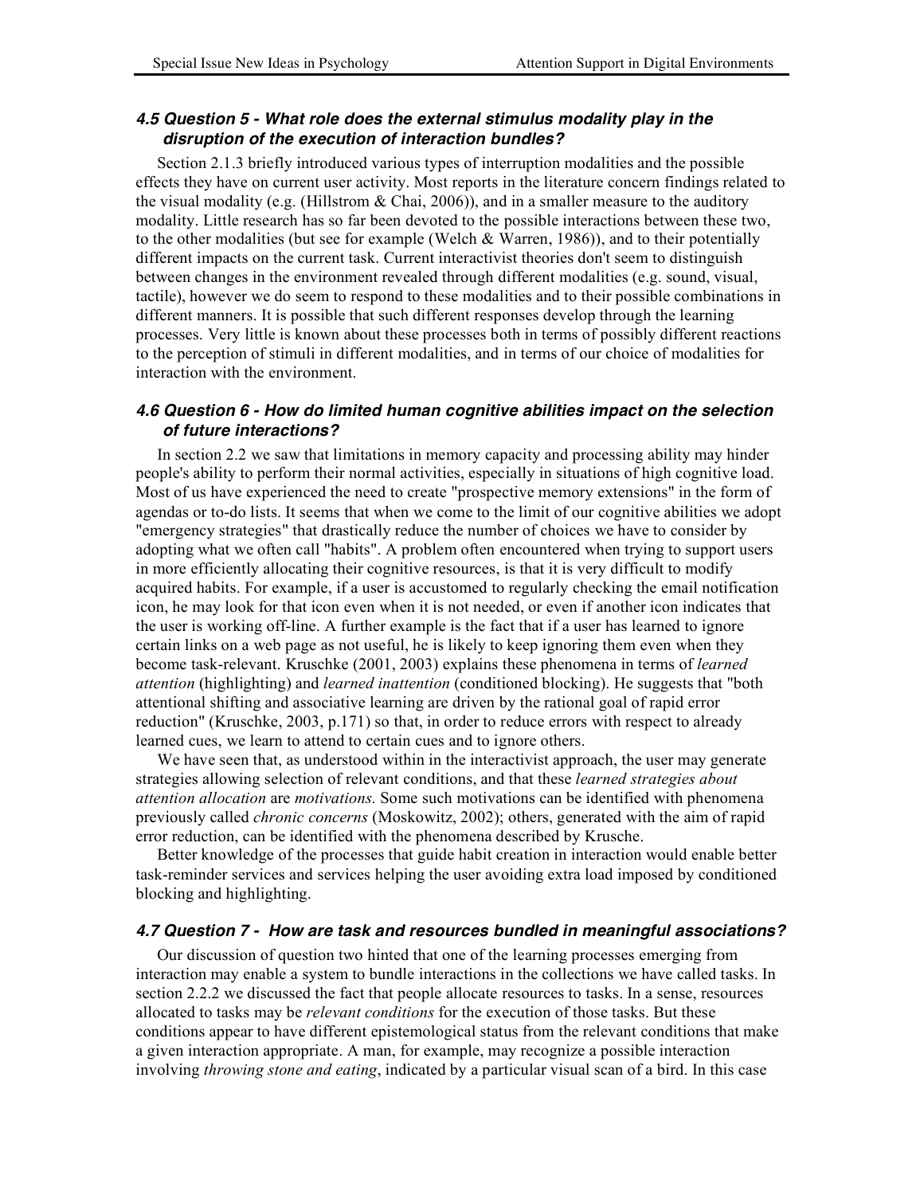### *4.5 Question 5 - What role does the external stimulus modality play in the disruption of the execution of interaction bundles?*

Section 2.1.3 briefly introduced various types of interruption modalities and the possible effects they have on current user activity. Most reports in the literature concern findings related to the visual modality (e.g. (Hillstrom & Chai, 2006)), and in a smaller measure to the auditory modality. Little research has so far been devoted to the possible interactions between these two, to the other modalities (but see for example (Welch & Warren, 1986)), and to their potentially different impacts on the current task. Current interactivist theories don't seem to distinguish between changes in the environment revealed through different modalities (e.g. sound, visual, tactile), however we do seem to respond to these modalities and to their possible combinations in different manners. It is possible that such different responses develop through the learning processes. Very little is known about these processes both in terms of possibly different reactions to the perception of stimuli in different modalities, and in terms of our choice of modalities for interaction with the environment.

### *4.6 Question 6 - How do limited human cognitive abilities impact on the selection of future interactions?*

In section 2.2 we saw that limitations in memory capacity and processing ability may hinder people's ability to perform their normal activities, especially in situations of high cognitive load. Most of us have experienced the need to create "prospective memory extensions" in the form of agendas or to-do lists. It seems that when we come to the limit of our cognitive abilities we adopt "emergency strategies" that drastically reduce the number of choices we have to consider by adopting what we often call "habits". A problem often encountered when trying to support users in more efficiently allocating their cognitive resources, is that it is very difficult to modify acquired habits. For example, if a user is accustomed to regularly checking the email notification icon, he may look for that icon even when it is not needed, or even if another icon indicates that the user is working off-line. A further example is the fact that if a user has learned to ignore certain links on a web page as not useful, he is likely to keep ignoring them even when they become task-relevant. Kruschke (2001, 2003) explains these phenomena in terms of *learned attention* (highlighting) and *learned inattention* (conditioned blocking). He suggests that "both attentional shifting and associative learning are driven by the rational goal of rapid error reduction" (Kruschke, 2003, p.171) so that, in order to reduce errors with respect to already learned cues, we learn to attend to certain cues and to ignore others.

We have seen that, as understood within in the interactivist approach, the user may generate strategies allowing selection of relevant conditions, and that these *learned strategies about attention allocation* are *motivations.* Some such motivations can be identified with phenomena previously called *chronic concerns* (Moskowitz, 2002); others, generated with the aim of rapid error reduction, can be identified with the phenomena described by Krusche.

Better knowledge of the processes that guide habit creation in interaction would enable better task-reminder services and services helping the user avoiding extra load imposed by conditioned blocking and highlighting.

### *4.7 Question 7 - How are task and resources bundled in meaningful associations?*

Our discussion of question two hinted that one of the learning processes emerging from interaction may enable a system to bundle interactions in the collections we have called tasks. In section 2.2.2 we discussed the fact that people allocate resources to tasks. In a sense, resources allocated to tasks may be *relevant conditions* for the execution of those tasks. But these conditions appear to have different epistemological status from the relevant conditions that make a given interaction appropriate. A man, for example, may recognize a possible interaction involving *throwing stone and eating*, indicated by a particular visual scan of a bird. In this case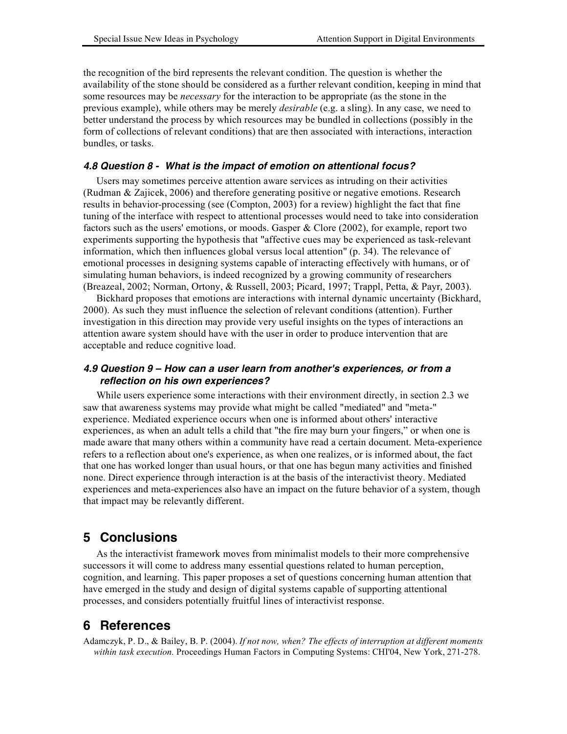the recognition of the bird represents the relevant condition. The question is whether the availability of the stone should be considered as a further relevant condition, keeping in mind that some resources may be *necessary* for the interaction to be appropriate (as the stone in the previous example), while others may be merely *desirable* (e.g. a sling). In any case, we need to better understand the process by which resources may be bundled in collections (possibly in the form of collections of relevant conditions) that are then associated with interactions, interaction bundles, or tasks.

### *4.8 Question 8 - What is the impact of emotion on attentional focus?*

Users may sometimes perceive attention aware services as intruding on their activities (Rudman & Zajicek, 2006) and therefore generating positive or negative emotions. Research results in behavior-processing (see (Compton, 2003) for a review) highlight the fact that fine tuning of the interface with respect to attentional processes would need to take into consideration factors such as the users' emotions, or moods. Gasper & Clore (2002), for example, report two experiments supporting the hypothesis that "affective cues may be experienced as task-relevant information, which then influences global versus local attention" (p. 34). The relevance of emotional processes in designing systems capable of interacting effectively with humans, or of simulating human behaviors, is indeed recognized by a growing community of researchers (Breazeal, 2002; Norman, Ortony, & Russell, 2003; Picard, 1997; Trappl, Petta, & Payr, 2003).

Bickhard proposes that emotions are interactions with internal dynamic uncertainty (Bickhard, 2000). As such they must influence the selection of relevant conditions (attention). Further investigation in this direction may provide very useful insights on the types of interactions an attention aware system should have with the user in order to produce intervention that are acceptable and reduce cognitive load.

### *4.9 Question 9 – How can a user learn from another's experiences, or from a reflection on his own experiences?*

While users experience some interactions with their environment directly, in section 2.3 we saw that awareness systems may provide what might be called "mediated" and "meta-" experience. Mediated experience occurs when one is informed about others' interactive experiences, as when an adult tells a child that "the fire may burn your fingers," or when one is made aware that many others within a community have read a certain document. Meta-experience refers to a reflection about one's experience, as when one realizes, or is informed about, the fact that one has worked longer than usual hours, or that one has begun many activities and finished none. Direct experience through interaction is at the basis of the interactivist theory. Mediated experiences and meta-experiences also have an impact on the future behavior of a system, though that impact may be relevantly different.

## 5 Conclusions

As the interactivist framework moves from minimalist models to their more comprehensive successors it will come to address many essential questions related to human perception, cognition, and learning. This paper proposes a set of questions concerning human attention that have emerged in the study and design of digital systems capable of supporting attentional processes, and considers potentially fruitful lines of interactivist response.

## 6 References

Adamczyk, P. D., & Bailey, B. P. (2004). *If not now, when? The effects of interruption at different moments within task execution.* Proceedings Human Factors in Computing Systems: CHI'04, New York, 271-278.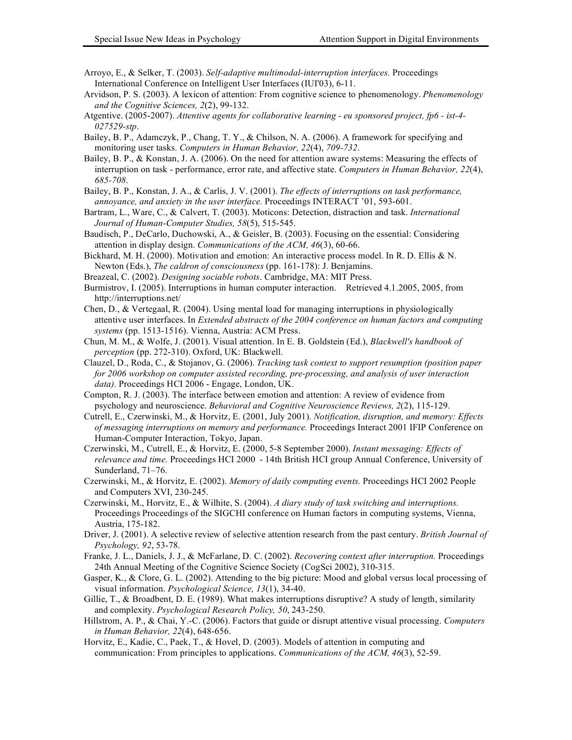Arroyo, E., & Selker, T. (2003). *Self-adaptive multimodal-interruption interfaces.* Proceedings International Conference on Intelligent User Interfaces (IUI'03), 6-11.

Arvidson, P. S. (2003). A lexicon of attention: From cognitive science to phenomenology. *Phenomenology and the Cognitive Sciences, 2*(2), 99-132.

Atgentive. (2005-2007). *Attentive agents for collaborative learning - eu sponsored project, fp6 - ist-4-027529-stp*.

Bailey, B. P., Adamczyk, P., Chang, T. Y., & Chilson, N. A. (2006). A framework for specifying and monitoring user tasks. *Computers in Human Behavior, 22*(4), *709-732*.

Bailey, B. P., & Konstan, J. A. (2006). On the need for attention aware systems: Measuring the effects of interruption on task - performance, error rate, and affective state. *Computers in Human Behavior, 22*(4), *685-708*.

Bailey, B. P., Konstan, J. A., & Carlis, J. V. (2001). *The effects of interruptions on task performance, annoyance, and anxiety in the user interface.* Proceedings INTERACT '01, 593-601.

Bartram, L., Ware, C., & Calvert, T. (2003). Moticons: Detection, distraction and task. *International Journal of Human-Computer Studies, 58*(5), 515-545.

Baudisch, P., DeCarlo, Duchowski, A., & Geisler, B. (2003). Focusing on the essential: Considering attention in display design. *Communications of the ACM, 46*(3), 60-66.

Bickhard, M. H. (2000). Motivation and emotion: An interactive process model. In R. D. Ellis & N. Newton (Eds.), *The caldron of consciousness* (pp. 161-178): J. Benjamins.

Breazeal, C. (2002). *Designing sociable robots*. Cambridge, MA: MIT Press.

Burmistrov, I. (2005). Interruptions in human computer interaction. Retrieved 4.1.2005, 2005, from http://interruptions.net/

Chen, D., & Vertegaal, R. (2004). Using mental load for managing interruptions in physiologically attentive user interfaces. In *Extended abstracts of the 2004 conference on human factors and computing systems* (pp. 1513-1516). Vienna, Austria: ACM Press.

Chun, M. M., & Wolfe, J. (2001). Visual attention. In E. B. Goldstein (Ed.), *Blackwell's handbook of perception* (pp. 272-310). Oxford, UK: Blackwell.

Clauzel, D., Roda, C., & Stojanov, G. (2006). *Tracking task context to support resumption (position paper for 2006 workshop on computer assisted recording, pre-processing, and analysis of user interaction data).* Proceedings HCI 2006 - Engage, London, UK.

Compton, R. J. (2003). The interface between emotion and attention: A review of evidence from psychology and neuroscience. *Behavioral and Cognitive Neuroscience Reviews, 2*(2), 115-129.

Cutrell, E., Czerwinski, M., & Horvitz, E. (2001, July 2001). *Notification, disruption, and memory: Effects of messaging interruptions on memory and performance.* Proceedings Interact 2001 IFIP Conference on Human-Computer Interaction, Tokyo, Japan.

Czerwinski, M., Cutrell, E., & Horvitz, E. (2000, 5-8 September 2000). *Instant messaging: Effects of relevance and time.* Proceedings HCI 2000 - 14th British HCI group Annual Conference, University of Sunderland, 71–76.

Czerwinski, M., & Horvitz, E. (2002). *Memory of daily computing events.* Proceedings HCI 2002 People and Computers XVI, 230-245.

Czerwinski, M., Horvitz, E., & Wilhite, S. (2004). *A diary study of task switching and interruptions.* Proceedings Proceedings of the SIGCHI conference on Human factors in computing systems, Vienna, Austria, 175-182.

Driver, J. (2001). A selective review of selective attention research from the past century. *British Journal of Psychology, 92*, 53-78.

Franke, J. L., Daniels, J. J., & McFarlane, D. C. (2002). *Recovering context after interruption.* Proceedings 24th Annual Meeting of the Cognitive Science Society (CogSci 2002), 310-315.

Gasper, K., & Clore, G. L. (2002). Attending to the big picture: Mood and global versus local processing of visual information. *Psychological Science, 13*(1), 34-40.

Gillie, T., & Broadbent, D. E. (1989). What makes interruptions disruptive? A study of length, similarity and complexity. *Psychological Research Policy, 50*, 243-250.

Hillstrom, A. P., & Chai, Y.-C. (2006). Factors that guide or disrupt attentive visual processing. *Computers in Human Behavior, 22*(4), 648-656.

Horvitz, E., Kadie, C., Paek, T., & Hovel, D. (2003). Models of attention in computing and communication: From principles to applications. *Communications of the ACM, 46*(3), 52-59.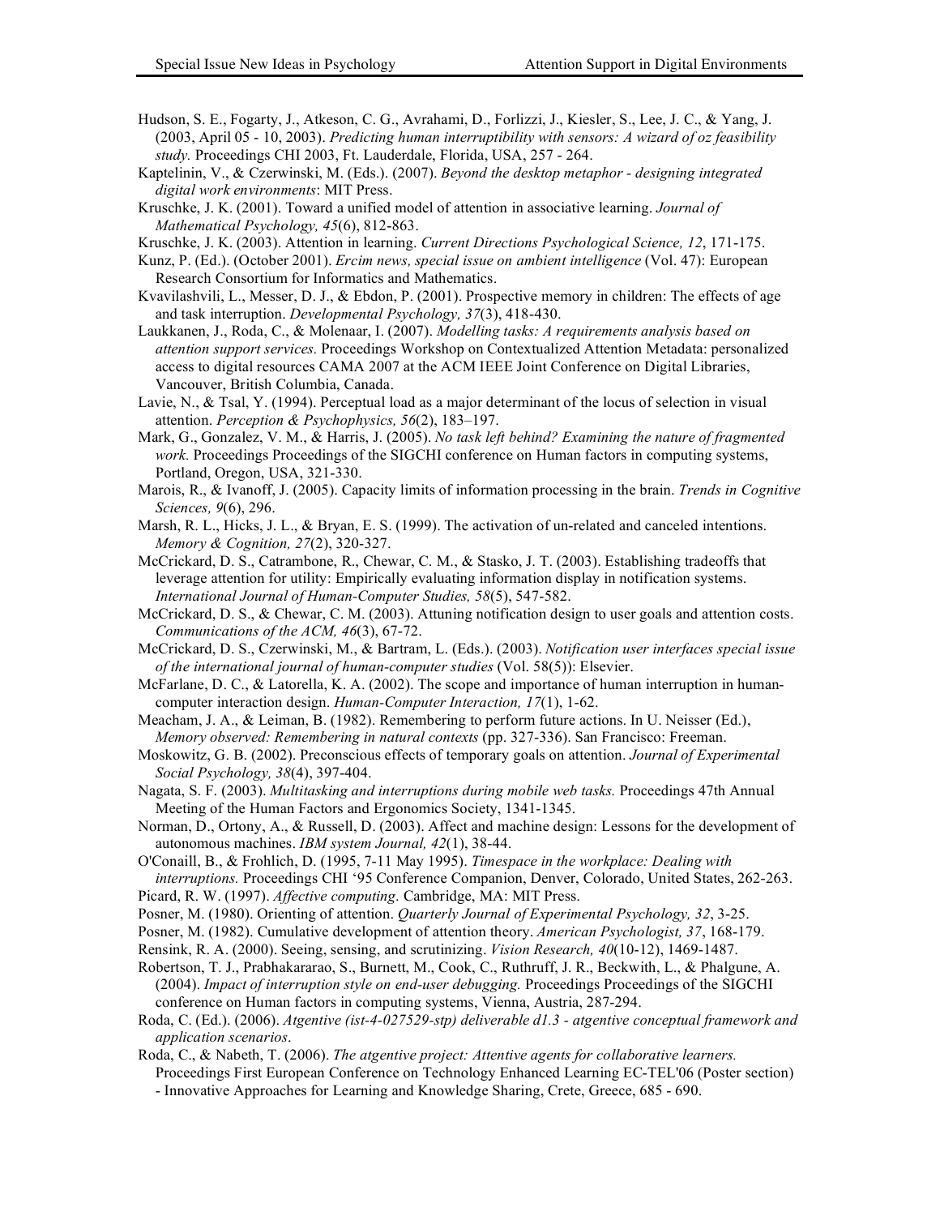Hudson, S. E., Fogarty, J., Atkeson, C. G., Avrahami, D., Forlizzi, J., Kiesler, S., Lee, J. C., & Yang, J. (2003, April 05 - 10, 2003). *Predicting human interruptibility with sensors: A wizard of oz feasibility study.* Proceedings CHI 2003, Ft. Lauderdale, Florida, USA, 257 - 264.

Kaptelinin, V., & Czerwinski, M. (Eds.). (2007). *Beyond the desktop metaphor - designing integrated digital work environments*: MIT Press.

Kruschke, J. K. (2001). Toward a unified model of attention in associative learning. *Journal of Mathematical Psychology, 45*(6), 812-863.

Kruschke, J. K. (2003). Attention in learning. *Current Directions Psychological Science, 12*, 171-175.

Kunz, P. (Ed.). (October 2001). *Ercim news, special issue on ambient intelligence* (Vol. 47): European Research Consortium for Informatics and Mathematics.

Kvavilashvili, L., Messer, D. J., & Ebdon, P. (2001). Prospective memory in children: The effects of age and task interruption. *Developmental Psychology, 37*(3), 418-430.

Laukkanen, J., Roda, C., & Molenaar, I. (2007). *Modelling tasks: A requirements analysis based on attention support services.* Proceedings Workshop on Contextualized Attention Metadata: personalized access to digital resources CAMA 2007 at the ACM IEEE Joint Conference on Digital Libraries, Vancouver, British Columbia, Canada.

Lavie, N., & Tsal, Y. (1994). Perceptual load as a major determinant of the locus of selection in visual attention. *Perception & Psychophysics, 56*(2), 183–197.

Mark, G., Gonzalez, V. M., & Harris, J. (2005). *No task left behind? Examining the nature of fragmented work.* Proceedings Proceedings of the SIGCHI conference on Human factors in computing systems, Portland, Oregon, USA, 321-330.

Marois, R., & Ivanoff, J. (2005). Capacity limits of information processing in the brain. *Trends in Cognitive Sciences, 9*(6), 296.

Marsh, R. L., Hicks, J. L., & Bryan, E. S. (1999). The activation of un-related and canceled intentions. *Memory & Cognition, 27*(2), 320-327.

McCrickard, D. S., Catrambone, R., Chewar, C. M., & Stasko, J. T. (2003). Establishing tradeoffs that leverage attention for utility: Empirically evaluating information display in notification systems. *International Journal of Human-Computer Studies, 58*(5), 547-582.

McCrickard, D. S., & Chewar, C. M. (2003). Attuning notification design to user goals and attention costs. *Communications of the ACM, 46*(3), 67-72.

McCrickard, D. S., Czerwinski, M., & Bartram, L. (Eds.). (2003). *Notification user interfaces special issue of the international journal of human-computer studies* (Vol. 58(5)): Elsevier.

McFarlane, D. C., & Latorella, K. A. (2002). The scope and importance of human interruption in human-computer interaction design. *Human-Computer Interaction, 17*(1), 1-62.

Meacham, J. A., & Leiman, B. (1982). Remembering to perform future actions. In U. Neisser (Ed.), *Memory observed: Remembering in natural contexts* (pp. 327-336). San Francisco: Freeman.

Moskowitz, G. B. (2002). Preconscious effects of temporary goals on attention. *Journal of Experimental Social Psychology, 38*(4), 397-404.

Nagata, S. F. (2003). *Multitasking and interruptions during mobile web tasks.* Proceedings 47th Annual Meeting of the Human Factors and Ergonomics Society, 1341-1345.

Norman, D., Ortony, A., & Russell, D. (2003). Affect and machine design: Lessons for the development of autonomous machines. *IBM system Journal, 42*(1), 38-44.

O'Conaill, B., & Frohlich, D. (1995, 7-11 May 1995). *Timespace in the workplace: Dealing with interruptions.* Proceedings CHI '95 Conference Companion, Denver, Colorado, United States, 262-263.

Picard, R. W. (1997). *Affective computing*. Cambridge, MA: MIT Press.

Posner, M. (1980). Orienting of attention. *Quarterly Journal of Experimental Psychology, 32*, 3-25.

Posner, M. (1982). Cumulative development of attention theory. *American Psychologist, 37*, 168-179.

Rensink, R. A. (2000). Seeing, sensing, and scrutinizing. *Vision Research, 40*(10-12), 1469-1487.

Robertson, T. J., Prabhakararao, S., Burnett, M., Cook, C., Ruthruff, J. R., Beckwith, L., & Phalgune, A. (2004). *Impact of interruption style on end-user debugging.* Proceedings Proceedings of the SIGCHI conference on Human factors in computing systems, Vienna, Austria, 287-294.

Roda, C. (Ed.). (2006). *Atgentive (ist-4-027529-stp) deliverable d1.3 - atgentive conceptual framework and application scenarios*.

Roda, C., & Nabeth, T. (2006). *The atgentive project: Attentive agents for collaborative learners.* Proceedings First European Conference on Technology Enhanced Learning EC-TEL'06 (Poster section) - Innovative Approaches for Learning and Knowledge Sharing, Crete, Greece, 685 - 690.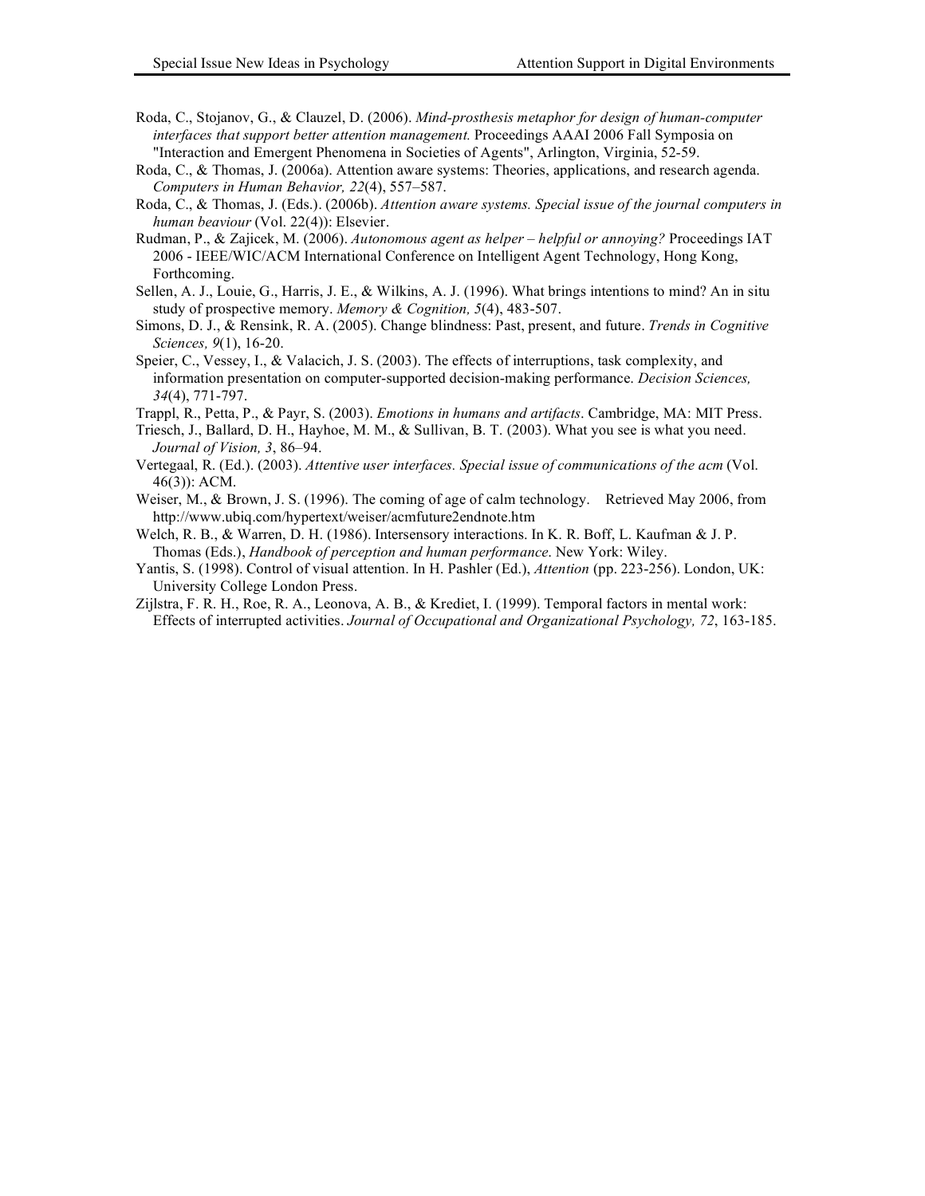Roda, C., Stojanov, G., & Clauzel, D. (2006). *Mind-prosthesis metaphor for design of human-computer interfaces that support better attention management.* Proceedings AAAI 2006 Fall Symposia on "Interaction and Emergent Phenomena in Societies of Agents", Arlington, Virginia, 52-59.

Roda, C., & Thomas, J. (2006a). Attention aware systems: Theories, applications, and research agenda. *Computers in Human Behavior, 22*(4), 557–587.

Roda, C., & Thomas, J. (Eds.). (2006b). *Attention aware systems. Special issue of the journal computers in human beaviour* (Vol. 22(4)): Elsevier.

Rudman, P., & Zajicek, M. (2006). *Autonomous agent as helper – helpful or annoying?* Proceedings IAT 2006 - IEEE/WIC/ACM International Conference on Intelligent Agent Technology, Hong Kong, Forthcoming.

Sellen, A. J., Louie, G., Harris, J. E., & Wilkins, A. J. (1996). What brings intentions to mind? An in situ study of prospective memory. *Memory & Cognition, 5*(4), 483-507.

Simons, D. J., & Rensink, R. A. (2005). Change blindness: Past, present, and future. *Trends in Cognitive Sciences, 9*(1), 16-20.

Speier, C., Vessey, I., & Valacich, J. S. (2003). The effects of interruptions, task complexity, and information presentation on computer-supported decision-making performance. *Decision Sciences, 34*(4), 771-797.

Trappl, R., Petta, P., & Payr, S. (2003). *Emotions in humans and artifacts*. Cambridge, MA: MIT Press.

Triesch, J., Ballard, D. H., Hayhoe, M. M., & Sullivan, B. T. (2003). What you see is what you need. *Journal of Vision, 3*, 86–94.

Vertegaal, R. (Ed.). (2003). *Attentive user interfaces. Special issue of communications of the acm* (Vol. 46(3)): ACM.

Weiser, M., & Brown, J. S. (1996). The coming of age of calm technology. Retrieved May 2006, from http://www.ubiq.com/hypertext/weiser/acmfuture2endnote.htm

Welch, R. B., & Warren, D. H. (1986). Intersensory interactions. In K. R. Boff, L. Kaufman & J. P. Thomas (Eds.), *Handbook of perception and human performance*. New York: Wiley.

Yantis, S. (1998). Control of visual attention. In H. Pashler (Ed.), *Attention* (pp. 223-256). London, UK: University College London Press.

Zijlstra, F. R. H., Roe, R. A., Leonova, A. B., & Krediet, I. (1999). Temporal factors in mental work: Effects of interrupted activities. *Journal of Occupational and Organizational Psychology, 72*, 163-185.